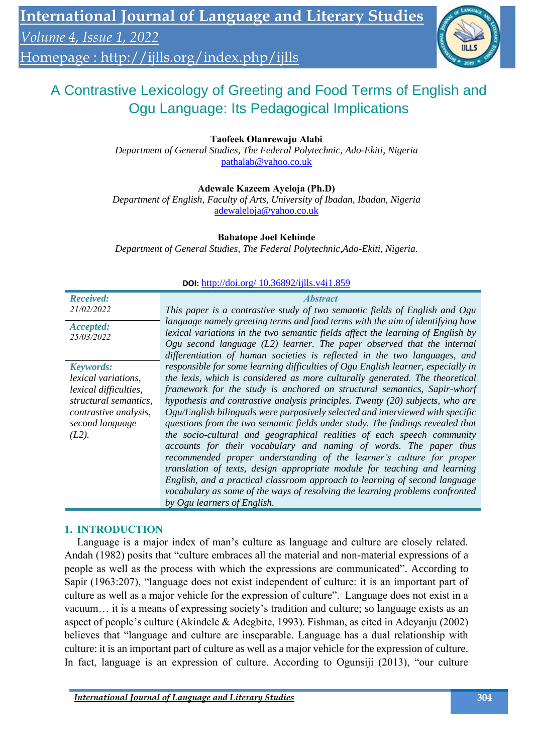# A Contrastive Lexicology of Greeting and Food Terms of English and Ogu Language: Its Pedagogical Implications

**Taofeek Olanrewaju Alabi**
*Department of General Studies, The Federal Polytechnic, Ado-Ekiti, Nigeria*
pathalab@yahoo.co.uk

**Adewale Kazeem Ayeloja (Ph.D)**
*Department of English, Faculty of Arts, University of Ibadan, Ibadan, Nigeria*
adewaleloja@yahoo.co.uk

**Babatope Joel Kehinde**
*Department of General Studies, The Federal Polytechnic, Ado-Ekiti, Nigeria.*

**DOI:** http://doi.org/ 10.36892/ijlls.v4i1.859

**Received:** 21/02/2022

**Accepted:** 25/03/2022

**Keywords:** lexical variations, lexical difficulties, structural semantics, contrastive analysis, second language (L2).

### Abstract

*This paper is a contrastive study of two semantic fields of English and Ogu language namely greeting terms and food terms with the aim of identifying how lexical variations in the two semantic fields affect the learning of English by Ogu second language (L2) learner. The paper observed that the internal differentiation of human societies is reflected in the two languages, and responsible for some learning difficulties of Ogu English learner, especially in the lexis, which is considered as more culturally generated. The theoretical framework for the study is anchored on structural semantics, Sapir-whorf hypothesis and contrastive analysis principles. Twenty (20) subjects, who are Ogu/English bilinguals were purposively selected and interviewed with specific questions from the two semantic fields under study. The findings revealed that the socio-cultural and geographical realities of each speech community accounts for their vocabulary and naming of words. The paper thus recommended proper understanding of the learner's culture for proper translation of texts, design appropriate module for teaching and learning English, and a practical classroom approach to learning of second language vocabulary as some of the ways of resolving the learning problems confronted by Ogu learners of English.*

## 1. INTRODUCTION

Language is a major index of man's culture as language and culture are closely related. Andah (1982) posits that "culture embraces all the material and non-material expressions of a people as well as the process with which the expressions are communicated". According to Sapir (1963:207), "language does not exist independent of culture: it is an important part of culture as well as a major vehicle for the expression of culture". Language does not exist in a vacuum… it is a means of expressing society's tradition and culture; so language exists as an aspect of people's culture (Akindele & Adegbite, 1993). Fishman, as cited in Adeyanju (2002) believes that "language and culture are inseparable. Language has a dual relationship with culture: it is an important part of culture as well as a major vehicle for the expression of culture. In fact, language is an expression of culture. According to Ogunsiji (2013), "our culture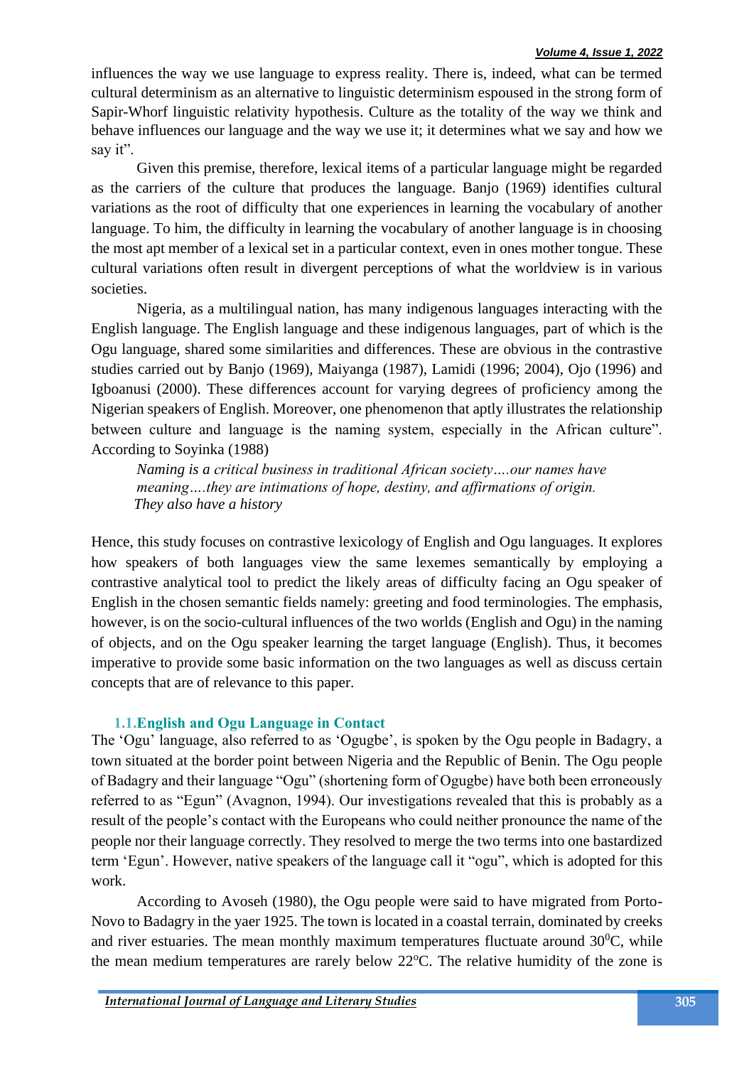influences the way we use language to express reality. There is, indeed, what can be termed cultural determinism as an alternative to linguistic determinism espoused in the strong form of Sapir-Whorf linguistic relativity hypothesis. Culture as the totality of the way we think and behave influences our language and the way we use it; it determines what we say and how we say it".

Given this premise, therefore, lexical items of a particular language might be regarded as the carriers of the culture that produces the language. Banjo (1969) identifies cultural variations as the root of difficulty that one experiences in learning the vocabulary of another language. To him, the difficulty in learning the vocabulary of another language is in choosing the most apt member of a lexical set in a particular context, even in ones mother tongue. These cultural variations often result in divergent perceptions of what the worldview is in various societies.

Nigeria, as a multilingual nation, has many indigenous languages interacting with the English language. The English language and these indigenous languages, part of which is the Ogu language, shared some similarities and differences. These are obvious in the contrastive studies carried out by Banjo (1969), Maiyanga (1987), Lamidi (1996; 2004), Ojo (1996) and Igboanusi (2000). These differences account for varying degrees of proficiency among the Nigerian speakers of English. Moreover, one phenomenon that aptly illustrates the relationship between culture and language is the naming system, especially in the African culture". According to Soyinka (1988)

> *Naming is a critical business in traditional African society….our names have meaning….they are intimations of hope, destiny, and affirmations of origin. They also have a history*

Hence, this study focuses on contrastive lexicology of English and Ogu languages. It explores how speakers of both languages view the same lexemes semantically by employing a contrastive analytical tool to predict the likely areas of difficulty facing an Ogu speaker of English in the chosen semantic fields namely: greeting and food terminologies. The emphasis, however, is on the socio-cultural influences of the two worlds (English and Ogu) in the naming of objects, and on the Ogu speaker learning the target language (English). Thus, it becomes imperative to provide some basic information on the two languages as well as discuss certain concepts that are of relevance to this paper.

### 1.1. English and Ogu Language in Contact

The 'Ogu' language, also referred to as 'Ogugbe', is spoken by the Ogu people in Badagry, a town situated at the border point between Nigeria and the Republic of Benin. The Ogu people of Badagry and their language "Ogu" (shortening form of Ogugbe) have both been erroneously referred to as "Egun" (Avagnon, 1994). Our investigations revealed that this is probably as a result of the people's contact with the Europeans who could neither pronounce the name of the people nor their language correctly. They resolved to merge the two terms into one bastardized term 'Egun'. However, native speakers of the language call it "ogu", which is adopted for this work.

According to Avoseh (1980), the Ogu people were said to have migrated from Porto-Novo to Badagry in the yaer 1925. The town is located in a coastal terrain, dominated by creeks and river estuaries. The mean monthly maximum temperatures fluctuate around $30^0$C, while the mean medium temperatures are rarely below $22^o$C. The relative humidity of the zone is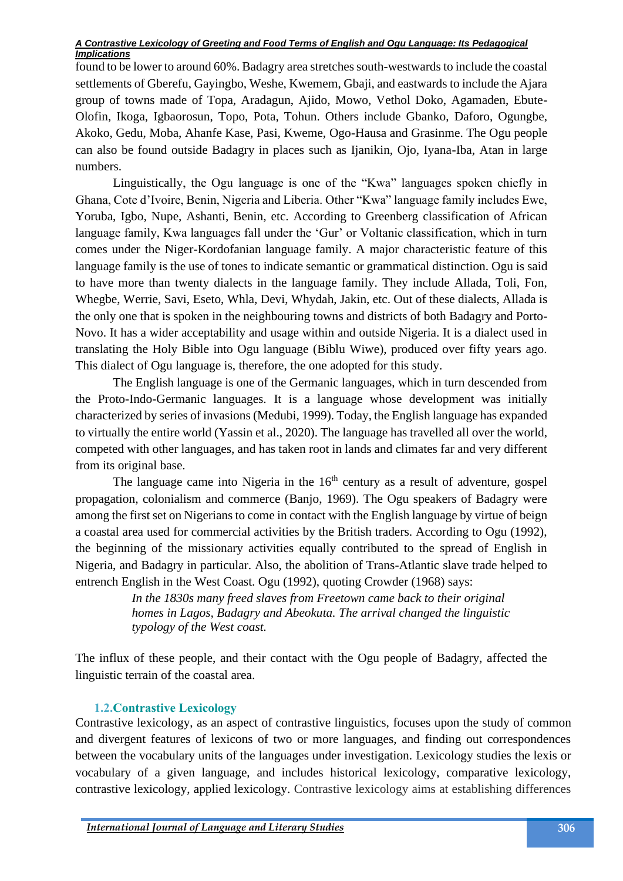found to be lower to around 60%. Badagry area stretches south-westwards to include the coastal settlements of Gberefu, Gayingbo, Weshe, Kwemem, Gbaji, and eastwards to include the Ajara group of towns made of Topa, Aradagun, Ajido, Mowo, Vethol Doko, Agamaden, Ebute-Olofin, Ikoga, Igbaorosun, Topo, Pota, Tohun. Others include Gbanko, Daforo, Ogungbe, Akoko, Gedu, Moba, Ahanfe Kase, Pasi, Kweme, Ogo-Hausa and Grasinme. The Ogu people can also be found outside Badagry in places such as Ijanikin, Ojo, Iyana-Iba, Atan in large numbers.

Linguistically, the Ogu language is one of the "Kwa" languages spoken chiefly in Ghana, Cote d'Ivoire, Benin, Nigeria and Liberia. Other "Kwa" language family includes Ewe, Yoruba, Igbo, Nupe, Ashanti, Benin, etc. According to Greenberg classification of African language family, Kwa languages fall under the 'Gur' or Voltanic classification, which in turn comes under the Niger-Kordofanian language family. A major characteristic feature of this language family is the use of tones to indicate semantic or grammatical distinction. Ogu is said to have more than twenty dialects in the language family. They include Allada, Toli, Fon, Whegbe, Werrie, Savi, Eseto, Whla, Devi, Whydah, Jakin, etc. Out of these dialects, Allada is the only one that is spoken in the neighbouring towns and districts of both Badagry and Porto-Novo. It has a wider acceptability and usage within and outside Nigeria. It is a dialect used in translating the Holy Bible into Ogu language (Biblu Wiwe), produced over fifty years ago. This dialect of Ogu language is, therefore, the one adopted for this study.

The English language is one of the Germanic languages, which in turn descended from the Proto-Indo-Germanic languages. It is a language whose development was initially characterized by series of invasions (Medubi, 1999). Today, the English language has expanded to virtually the entire world (Yassin et al., 2020). The language has travelled all over the world, competed with other languages, and has taken root in lands and climates far and very different from its original base.

The language came into Nigeria in the 16th century as a result of adventure, gospel propagation, colonialism and commerce (Banjo, 1969). The Ogu speakers of Badagry were among the first set on Nigerians to come in contact with the English language by virtue of beign a coastal area used for commercial activities by the British traders. According to Ogu (1992), the beginning of the missionary activities equally contributed to the spread of English in Nigeria, and Badagry in particular. Also, the abolition of Trans-Atlantic slave trade helped to entrench English in the West Coast. Ogu (1992), quoting Crowder (1968) says:

> *In the 1830s many freed slaves from Freetown came back to their original homes in Lagos, Badagry and Abeokuta. The arrival changed the linguistic typology of the West coast.*

The influx of these people, and their contact with the Ogu people of Badagry, affected the linguistic terrain of the coastal area.

### 1.2. Contrastive Lexicology

Contrastive lexicology, as an aspect of contrastive linguistics, focuses upon the study of common and divergent features of lexicons of two or more languages, and finding out correspondences between the vocabulary units of the languages under investigation. Lexicology studies the lexis or vocabulary of a given language, and includes historical lexicology, comparative lexicology, contrastive lexicology, applied lexicology. Contrastive lexicology aims at establishing differences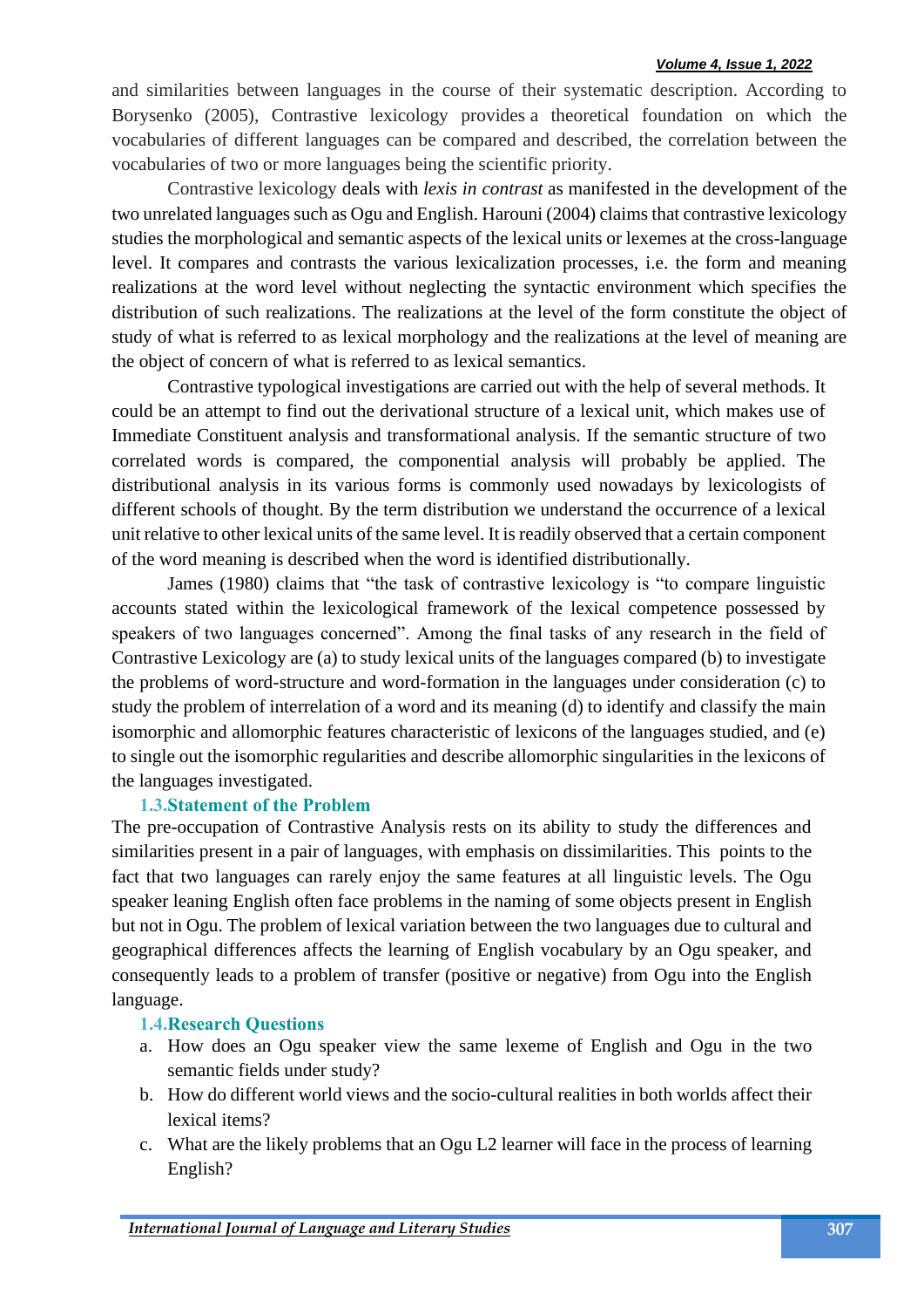and similarities between languages in the course of their systematic description. According to Borysenko (2005), Contrastive lexicology provides a theoretical foundation on which the vocabularies of different languages can be compared and described, the correlation between the vocabularies of two or more languages being the scientific priority.

Contrastive lexicology deals with *lexis in contrast* as manifested in the development of the two unrelated languages such as Ogu and English. Harouni (2004) claims that contrastive lexicology studies the morphological and semantic aspects of the lexical units or lexemes at the cross-language level. It compares and contrasts the various lexicalization processes, i.e. the form and meaning realizations at the word level without neglecting the syntactic environment which specifies the distribution of such realizations. The realizations at the level of the form constitute the object of study of what is referred to as lexical morphology and the realizations at the level of meaning are the object of concern of what is referred to as lexical semantics.

Contrastive typological investigations are carried out with the help of several methods. It could be an attempt to find out the derivational structure of a lexical unit, which makes use of Immediate Constituent analysis and transformational analysis. If the semantic structure of two correlated words is compared, the componential analysis will probably be applied. The distributional analysis in its various forms is commonly used nowadays by lexicologists of different schools of thought. By the term distribution we understand the occurrence of a lexical unit relative to other lexical units of the same level. It is readily observed that a certain component of the word meaning is described when the word is identified distributionally.

James (1980) claims that "the task of contrastive lexicology is "to compare linguistic accounts stated within the lexicological framework of the lexical competence possessed by speakers of two languages concerned". Among the final tasks of any research in the field of Contrastive Lexicology are (a) to study lexical units of the languages compared (b) to investigate the problems of word-structure and word-formation in the languages under consideration (c) to study the problem of interrelation of a word and its meaning (d) to identify and classify the main isomorphic and allomorphic features characteristic of lexicons of the languages studied, and (e) to single out the isomorphic regularities and describe allomorphic singularities in the lexicons of the languages investigated.

### 1.3. Statement of the Problem

The pre-occupation of Contrastive Analysis rests on its ability to study the differences and similarities present in a pair of languages, with emphasis on dissimilarities. This points to the fact that two languages can rarely enjoy the same features at all linguistic levels. The Ogu speaker leaning English often face problems in the naming of some objects present in English but not in Ogu. The problem of lexical variation between the two languages due to cultural and geographical differences affects the learning of English vocabulary by an Ogu speaker, and consequently leads to a problem of transfer (positive or negative) from Ogu into the English language.

### 1.4. Research Questions

a. How does an Ogu speaker view the same lexeme of English and Ogu in the two semantic fields under study?
b. How do different world views and the socio-cultural realities in both worlds affect their lexical items?
c. What are the likely problems that an Ogu L2 learner will face in the process of learning English?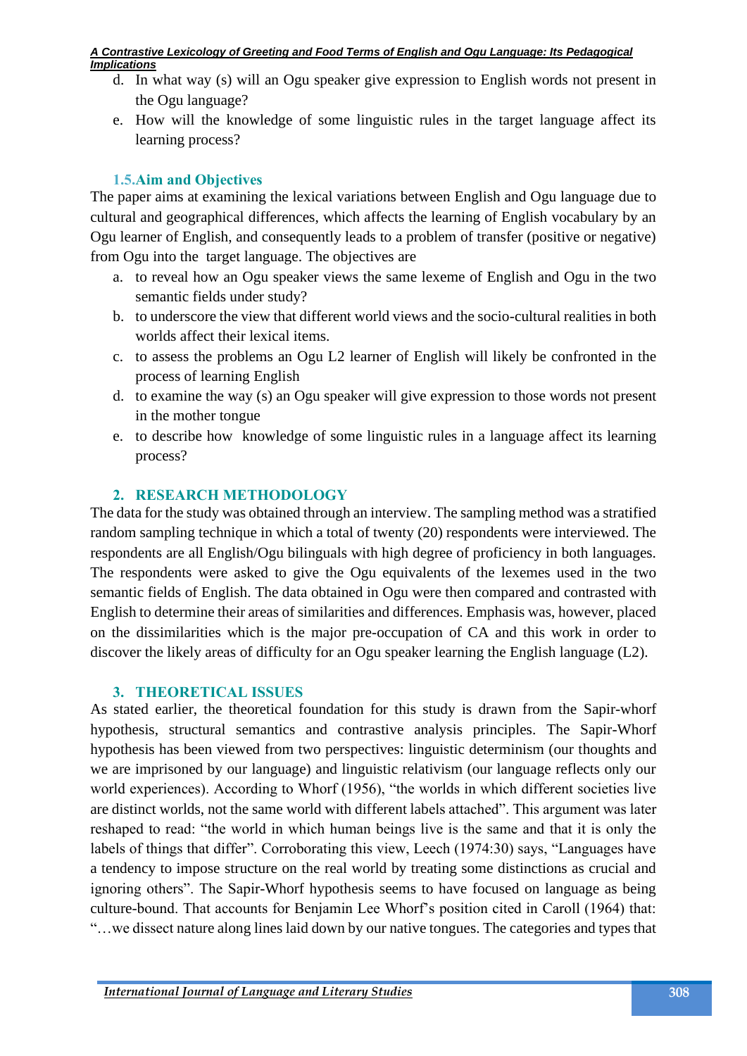d. In what way (s) will an Ogu speaker give expression to English words not present in the Ogu language?
e. How will the knowledge of some linguistic rules in the target language affect its learning process?

### 1.5. Aim and Objectives

The paper aims at examining the lexical variations between English and Ogu language due to cultural and geographical differences, which affects the learning of English vocabulary by an Ogu learner of English, and consequently leads to a problem of transfer (positive or negative) from Ogu into the target language. The objectives are

a. to reveal how an Ogu speaker views the same lexeme of English and Ogu in the two semantic fields under study?
b. to underscore the view that different world views and the socio-cultural realities in both worlds affect their lexical items.
c. to assess the problems an Ogu L2 learner of English will likely be confronted in the process of learning English
d. to examine the way (s) an Ogu speaker will give expression to those words not present in the mother tongue
e. to describe how knowledge of some linguistic rules in a language affect its learning process?

## 2. RESEARCH METHODOLOGY

The data for the study was obtained through an interview. The sampling method was a stratified random sampling technique in which a total of twenty (20) respondents were interviewed. The respondents are all English/Ogu bilinguals with high degree of proficiency in both languages. The respondents were asked to give the Ogu equivalents of the lexemes used in the two semantic fields of English. The data obtained in Ogu were then compared and contrasted with English to determine their areas of similarities and differences. Emphasis was, however, placed on the dissimilarities which is the major pre-occupation of CA and this work in order to discover the likely areas of difficulty for an Ogu speaker learning the English language (L2).

## 3. THEORETICAL ISSUES

As stated earlier, the theoretical foundation for this study is drawn from the Sapir-whorf hypothesis, structural semantics and contrastive analysis principles. The Sapir-Whorf hypothesis has been viewed from two perspectives: linguistic determinism (our thoughts and we are imprisoned by our language) and linguistic relativism (our language reflects only our world experiences). According to Whorf (1956), "the worlds in which different societies live are distinct worlds, not the same world with different labels attached". This argument was later reshaped to read: "the world in which human beings live is the same and that it is only the labels of things that differ". Corroborating this view, Leech (1974:30) says, "Languages have a tendency to impose structure on the real world by treating some distinctions as crucial and ignoring others". The Sapir-Whorf hypothesis seems to have focused on language as being culture-bound. That accounts for Benjamin Lee Whorf's position cited in Caroll (1964) that: "…we dissect nature along lines laid down by our native tongues. The categories and types that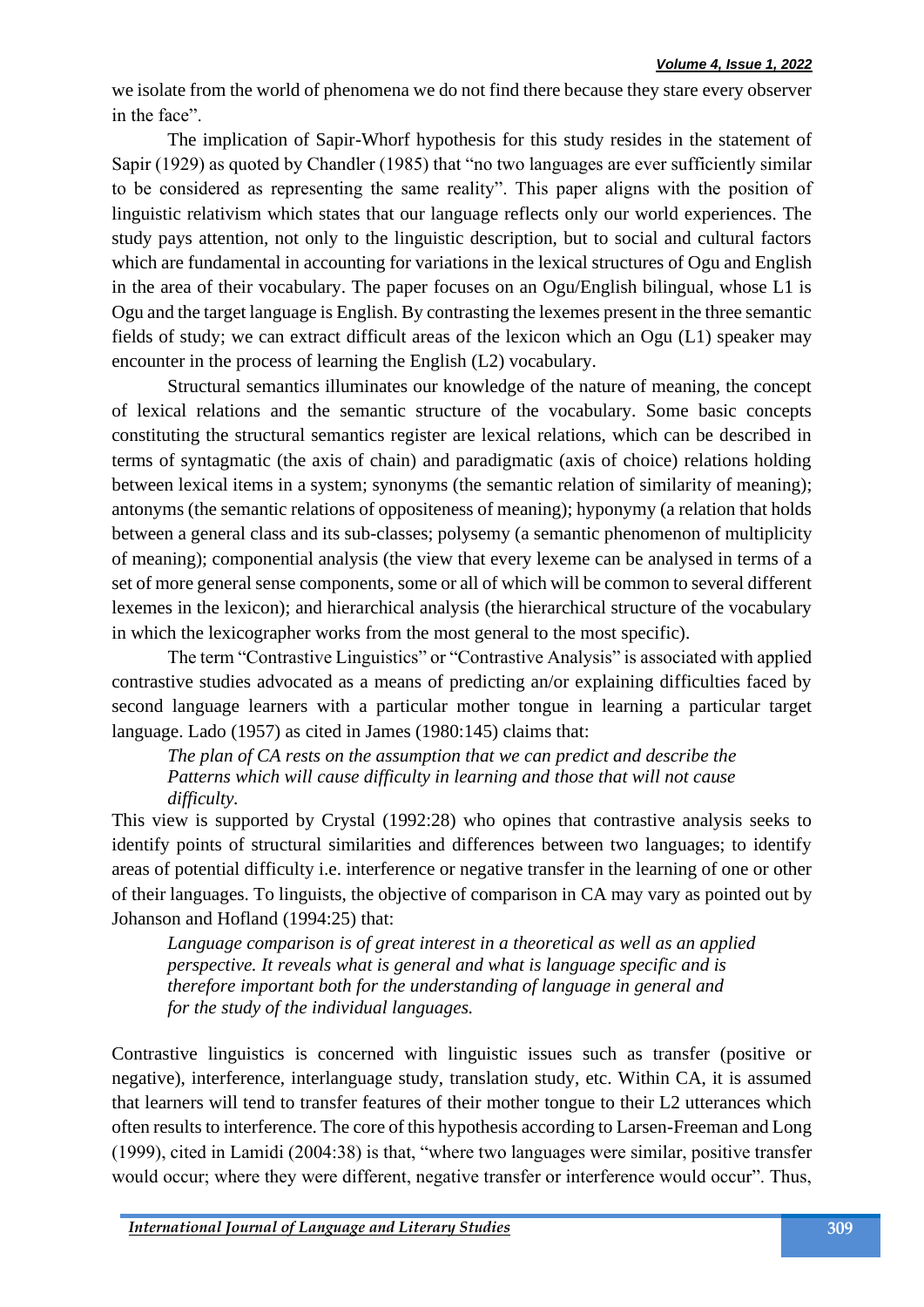we isolate from the world of phenomena we do not find there because they stare every observer in the face".

The implication of Sapir-Whorf hypothesis for this study resides in the statement of Sapir (1929) as quoted by Chandler (1985) that "no two languages are ever sufficiently similar to be considered as representing the same reality". This paper aligns with the position of linguistic relativism which states that our language reflects only our world experiences. The study pays attention, not only to the linguistic description, but to social and cultural factors which are fundamental in accounting for variations in the lexical structures of Ogu and English in the area of their vocabulary. The paper focuses on an Ogu/English bilingual, whose L1 is Ogu and the target language is English. By contrasting the lexemes present in the three semantic fields of study; we can extract difficult areas of the lexicon which an Ogu (L1) speaker may encounter in the process of learning the English (L2) vocabulary.

Structural semantics illuminates our knowledge of the nature of meaning, the concept of lexical relations and the semantic structure of the vocabulary. Some basic concepts constituting the structural semantics register are lexical relations, which can be described in terms of syntagmatic (the axis of chain) and paradigmatic (axis of choice) relations holding between lexical items in a system; synonyms (the semantic relation of similarity of meaning); antonyms (the semantic relations of oppositeness of meaning); hyponymy (a relation that holds between a general class and its sub-classes; polysemy (a semantic phenomenon of multiplicity of meaning); componential analysis (the view that every lexeme can be analysed in terms of a set of more general sense components, some or all of which will be common to several different lexemes in the lexicon); and hierarchical analysis (the hierarchical structure of the vocabulary in which the lexicographer works from the most general to the most specific).

The term "Contrastive Linguistics" or "Contrastive Analysis" is associated with applied contrastive studies advocated as a means of predicting an/or explaining difficulties faced by second language learners with a particular mother tongue in learning a particular target language. Lado (1957) as cited in James (1980:145) claims that:

> *The plan of CA rests on the assumption that we can predict and describe the Patterns which will cause difficulty in learning and those that will not cause difficulty.*

This view is supported by Crystal (1992:28) who opines that contrastive analysis seeks to identify points of structural similarities and differences between two languages; to identify areas of potential difficulty i.e. interference or negative transfer in the learning of one or other of their languages. To linguists, the objective of comparison in CA may vary as pointed out by Johanson and Hofland (1994:25) that:

> *Language comparison is of great interest in a theoretical as well as an applied perspective. It reveals what is general and what is language specific and is therefore important both for the understanding of language in general and for the study of the individual languages.*

Contrastive linguistics is concerned with linguistic issues such as transfer (positive or negative), interference, interlanguage study, translation study, etc. Within CA, it is assumed that learners will tend to transfer features of their mother tongue to their L2 utterances which often results to interference. The core of this hypothesis according to Larsen-Freeman and Long (1999), cited in Lamidi (2004:38) is that, "where two languages were similar, positive transfer would occur; where they were different, negative transfer or interference would occur". Thus,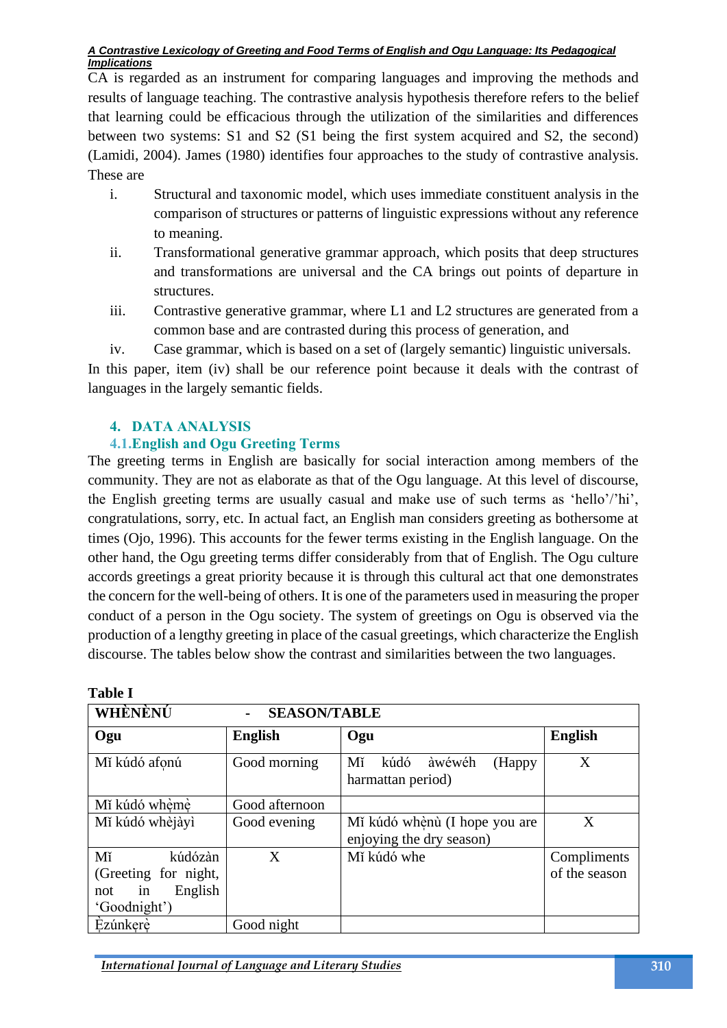CA is regarded as an instrument for comparing languages and improving the methods and results of language teaching. The contrastive analysis hypothesis therefore refers to the belief that learning could be efficacious through the utilization of the similarities and differences between two systems: S1 and S2 (S1 being the first system acquired and S2, the second) (Lamidi, 2004). James (1980) identifies four approaches to the study of contrastive analysis. These are

i. Structural and taxonomic model, which uses immediate constituent analysis in the comparison of structures or patterns of linguistic expressions without any reference to meaning.
ii. Transformational generative grammar approach, which posits that deep structures and transformations are universal and the CA brings out points of departure in structures.
iii. Contrastive generative grammar, where L1 and L2 structures are generated from a common base and are contrasted during this process of generation, and
iv. Case grammar, which is based on a set of (largely semantic) linguistic universals.

In this paper, item (iv) shall be our reference point because it deals with the contrast of languages in the largely semantic fields.

## 4. DATA ANALYSIS

### 4.1. English and Ogu Greeting Terms

The greeting terms in English are basically for social interaction among members of the community. They are not as elaborate as that of the Ogu language. At this level of discourse, the English greeting terms are usually casual and make use of such terms as 'hello'/'hi', congratulations, sorry, etc. In actual fact, an English man considers greeting as bothersome at times (Ojo, 1996). This accounts for the fewer terms existing in the English language. On the other hand, the Ogu greeting terms differ considerably from that of English. The Ogu culture accords greetings a great priority because it is through this cultural act that one demonstrates the concern for the well-being of others. It is one of the parameters used in measuring the proper conduct of a person in the Ogu society. The system of greetings on Ogu is observed via the production of a lengthy greeting in place of the casual greetings, which characterize the English discourse. The tables below show the contrast and similarities between the two languages.

**Table I**

| **WHÈNÈNÚ - SEASON/TABLE** | | | |
|---|---|---|---|
| **Ogu** | **English** | **Ogu** | **English** |
| Mǐ kúdó afọnú | Good morning | Mǐ kúdó àwéwéh (Happy harmattan period) | X |
| Mǐ kúdó whẹ̀mẹ̀ | Good afternoon | | |
| Mǐ kúdó whèjàyì | Good evening | Mǐ kúdó whẹ̀nù (I hope you are enjoying the dry season) | X |
| Mǐ kúdózàn (Greeting for night, not in English 'Goodnight') | X | Mǐ kúdó whe | Compliments of the season |
| Ẹ̀zúnkẹrẹ̀ | Good night | | |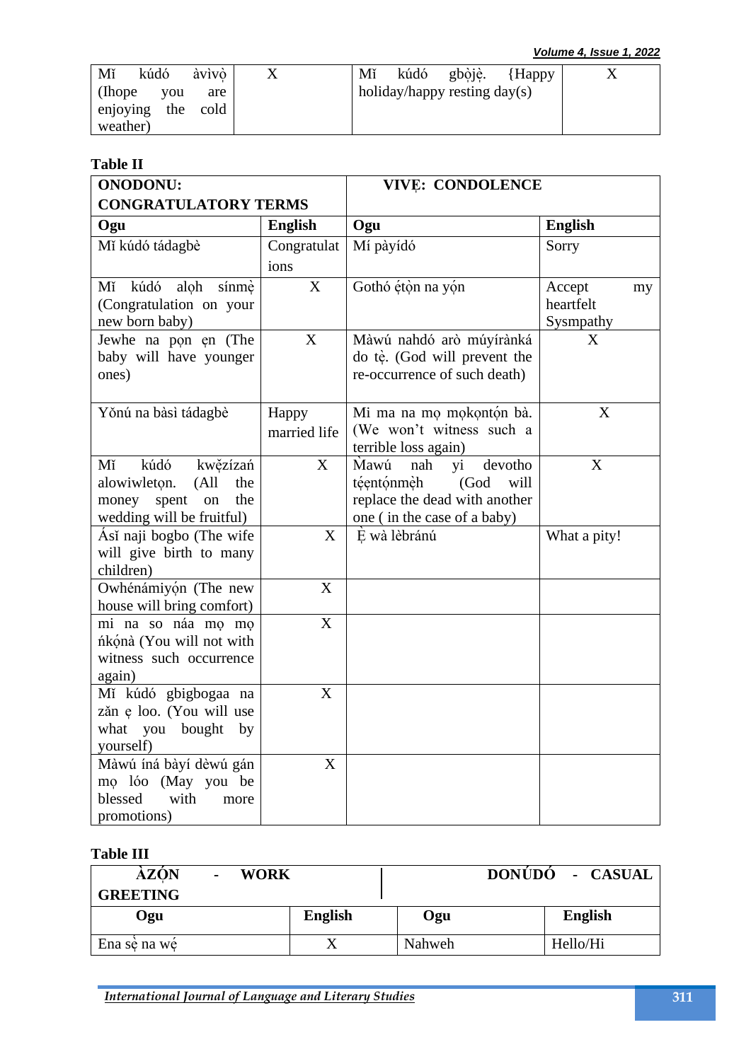| Mǐ kúdó àvìvọ (Ihope you are enjoying the cold weather) | X | Mǐ kúdó gbọ̀jẹ̀. {Happy holiday/happy resting day(s) | X |
|---|---|---|---|

**Table II**

| ONODONU: CONGRATULATORY TERMS | | VIVẸ: CONDOLENCE | |
|---|---|---|---|
| **Ogu** | **English** | **Ogu** | **English** |
| Mǐ kúdó tádagbè | Congratulations | Mí pàyídó | Sorry |
| Mǐ kúdó alọh sínmẹ̀ (Congratulation on your new born baby) | X | Gothó ẹ́tọ̀n na yọ́n | Accept my heartfelt Sysmpathy |
| Jewhe na pọn ẹn (The baby will have younger ones) | X | Màwú nahdó arò múyíránká do tẹ̀. (God will prevent the re-occurrence of such death) | X |
| Yǒnú na bàsì tádagbè | Happy married life | Mi ma na mọ mọkọntọ́n bà. (We won't witness such a terrible loss again) | X |
| Mǐ kúdó kwẽ̌zízań alowiwletọn. (All the money spent on the wedding will be fruitful) | X | M̀awú nah yi devotho tẹ́ẹntọ́nmẹ̀h (God will replace the dead with another one ( in the case of a baby) | X |
| Ásǐ naji bogbo (The wife will give birth to many children) | X | Ẹ̀ wà lèbránú | What a pity! |
| Owhénámiyọ́n (The new house will bring comfort) | X | | |
| mi na so náa mọ mọ ńkọ́nà (You will not with witness such occurrence again) | X | | |
| Mǐ kúdó gbigbogaa na zǎn ẹ loo. (You will use what you bought by yourself) | X | | |
| Màwú íná bàyí dèwú gán mọ lóo (May you be blessed with more promotions) | X | | |

**Table III**

| ÀZỌ́N - WORK GREETING | | DONÚDÓ - CASUAL | |
|---|---|---|---|
| **Ogu** | **English** | **Ogu** | **English** |
| Ena sẹ̀ na wẹ́ | X | Nahweh | Hello/Hi |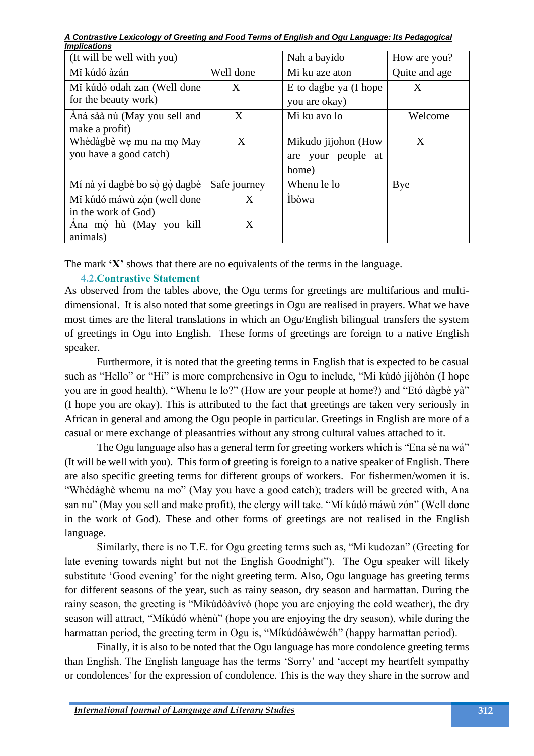| (It will be well with you) | | Nah a bayido | How are you? |
|---|---|---|---|
| Mǐ kúdó àzán | Well done | Mi ku aze aton | Quite and age |
| Mǐ kúdó odah zan (Well done for the beauty work) | X | E to dagbe ya (I hope you are okay) | X |
| Àná sàà nú (May you sell and make a profit) | X | Mi ku avo lo | Welcome |
| Whèdàgbè wẹ mu na mọ May you have a good catch) | X | Mikudo jijohon (How are your people at home) | X |
| Mí nà yí dagbè bo sọ̀ gọ̀ dagbè | Safe journey | Whenu le lo | Bye |
| Mǐ kúdó máwù zọ́n (well done in the work of God) | X | Ìbòwa | |
| Ána mọ́ hù (May you kill animals) | X | | |

The mark **'X'** shows that there are no equivalents of the terms in the language.

### 4.2. Contrastive Statement

As observed from the tables above, the Ogu terms for greetings are multifarious and multi-dimensional. It is also noted that some greetings in Ogu are realised in prayers. What we have most times are the literal translations in which an Ogu/English bilingual transfers the system of greetings in Ogu into English. These forms of greetings are foreign to a native English speaker.

Furthermore, it is noted that the greeting terms in English that is expected to be casual such as "Hello" or "Hi" is more comprehensive in Ogu to include, "Mí kúdó jìjòhòn (I hope you are in good health), "Whenu le lo?" (How are your people at home?) and "Etó dàgbè yà" (I hope you are okay). This is attributed to the fact that greetings are taken very seriously in African in general and among the Ogu people in particular. Greetings in English are more of a casual or mere exchange of pleasantries without any strong cultural values attached to it.

The Ogu language also has a general term for greeting workers which is "Ena sè na wá" (It will be well with you). This form of greeting is foreign to a native speaker of English. There are also specific greeting terms for different groups of workers. For fishermen/women it is. "Whèdàghè whemu na mo" (May you have a good catch); traders will be greeted with, Ana san nu" (May you sell and make profit), the clergy will take. "Mí kúdó máwù zón" (Well done in the work of God). These and other forms of greetings are not realised in the English language.

Similarly, there is no T.E. for Ogu greeting terms such as, "Mi kudozan" (Greeting for late evening towards night but not the English Goodnight"). The Ogu speaker will likely substitute 'Good evening' for the night greeting term. Also, Ogu language has greeting terms for different seasons of the year, such as rainy season, dry season and harmattan. During the rainy season, the greeting is "Míkúdóàvívó (hope you are enjoying the cold weather), the dry season will attract, "Míkúdó whènù" (hope you are enjoying the dry season), while during the harmattan period, the greeting term in Ogu is, "Míkúdóàwéwéh" (happy harmattan period).

Finally, it is also to be noted that the Ogu language has more condolence greeting terms than English. The English language has the terms 'Sorry' and 'accept my heartfelt sympathy or condolences' for the expression of condolence. This is the way they share in the sorrow and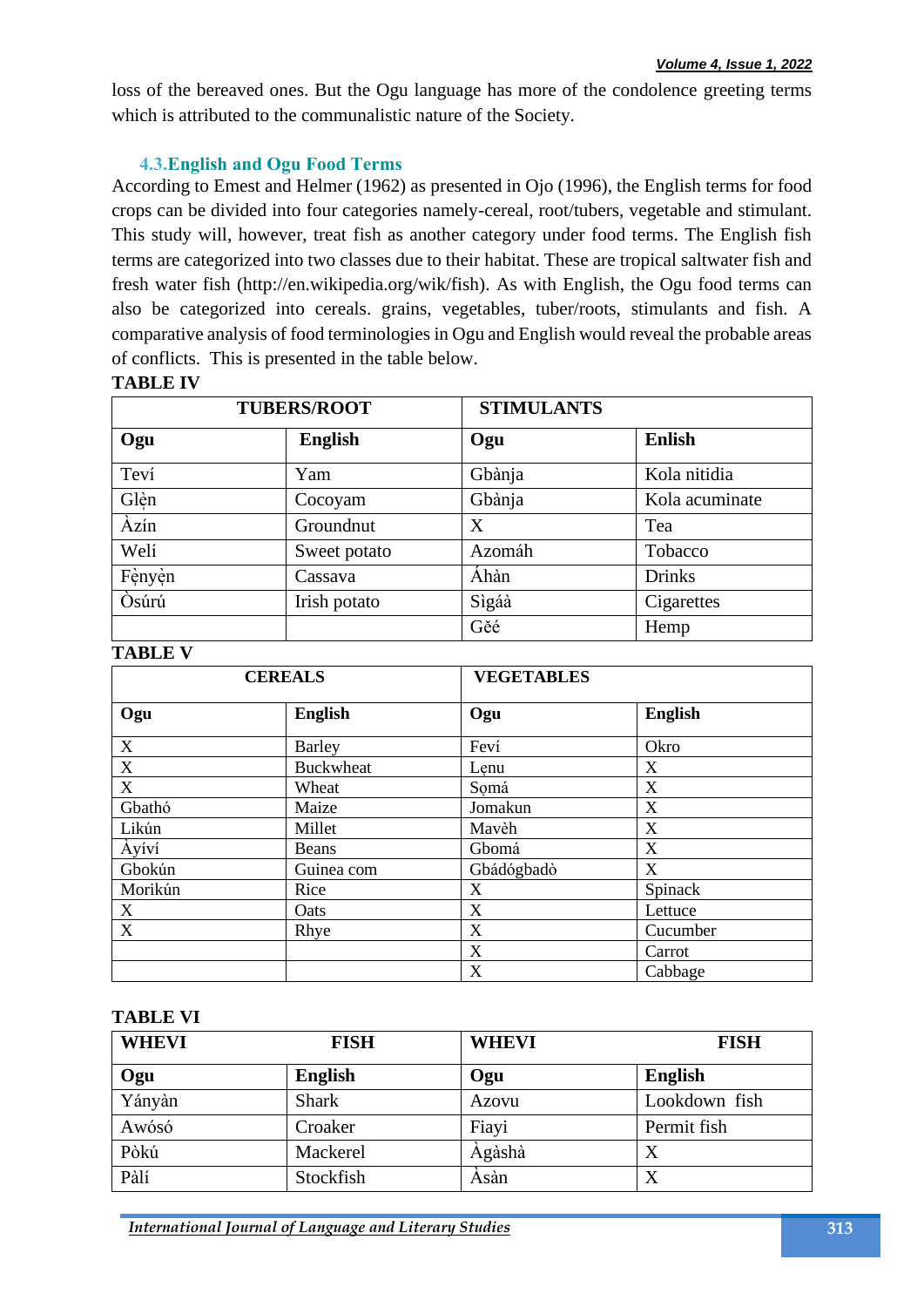loss of the bereaved ones. But the Ogu language has more of the condolence greeting terms which is attributed to the communalistic nature of the Society.

### 4.3.English and Ogu Food Terms

According to Emest and Helmer (1962) as presented in Ojo (1996), the English terms for food crops can be divided into four categories namely-cereal, root/tubers, vegetable and stimulant. This study will, however, treat fish as another category under food terms. The English fish terms are categorized into two classes due to their habitat. These are tropical saltwater fish and fresh water fish (http://en.wikipedia.org/wik/fish). As with English, the Ogu food terms can also be categorized into cereals. grains, vegetables, tuber/roots, stimulants and fish. A comparative analysis of food terminologies in Ogu and English would reveal the probable areas of conflicts. This is presented in the table below.

**TABLE IV**

| TUBERS/ROOT | | STIMULANTS | |
|---|---|---|---|
| **Ogu** | **English** | **Ogu** | **Enlish** |
| Teví | Yam | Gbànja | Kola nitidia |
| Glẹ̀n | Cocoyam | Gbànja | Kola acuminate |
| Àzín | Groundnut | X | Tea |
| Welí | Sweet potato | Azomáh | Tobacco |
| Fẹ̀nyẹ̀n | Cassava | Áhàn | Drinks |
| Òsúrú | Irish potato | Sìgáà | Cigarettes |
| | | Gěé | Hemp |

**TABLE V**

| CEREALS | | VEGETABLES | |
|---|---|---|---|
| **Ogu** | **English** | **Ogu** | **English** |
| X | Barley | Feví | Okro |
| X | Buckwheat | Lẹnu | X |
| X | Wheat | Sọmá | X |
| Gbathó | Maize | Jomakun | X |
| Likún | Millet | Mavèh | X |
| Àyíví | Beans | Gbomá | X |
| Gbokún | Guinea com | Gbádógbadò | X |
| Morikún | Rice | X | Spinack |
| X | Oats | X | Lettuce |
| X | Rhye | X | Cucumber |
| | | X | Carrot |
| | | X | Cabbage |

**TABLE VI**

| WHEVI | FISH | WHEVI | FISH |
|---|---|---|---|
| **Ogu** | **English** | **Ogu** | **English** |
| Yányàn | Shark | Azovu | Lookdown fish |
| Awósó | Croaker | Fiayi | Permit fish |
| Pòkú | Mackerel | Àgàshà | X |
| Pàlí | Stockfish | Àsàn | X |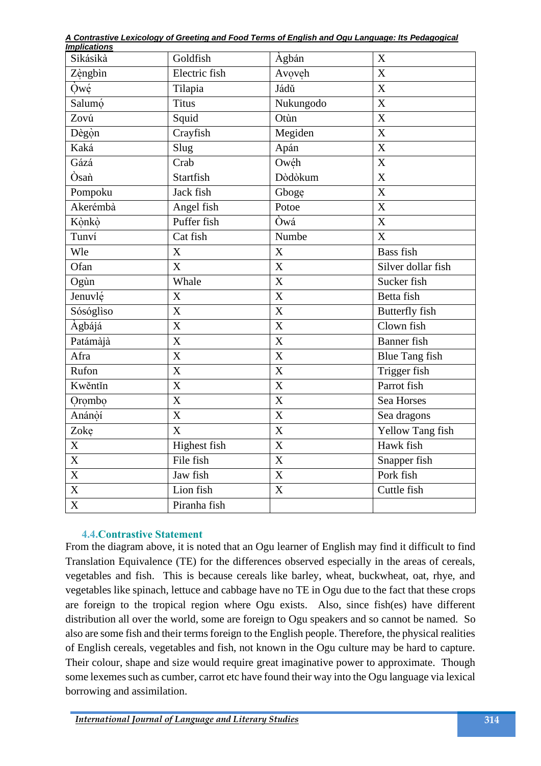| Sikásikà | Goldfish | Àgbán | X |
|---|---|---|---|
| Zẹ̀ngbìn | Electric fish | Avọvẹh | X |
| Ọ̀wẹ́ | Tilapia | Jádǔ | X |
| Salumọ́ | Titus | Nukungodo | X |
| Zovú | Squid | Otùn | X |
| Dègọ̀n | Crayfish | Megiden | X |
| Kaká | Slug | Apán | X |
| Gázá | Crab | Owẹ́h | X |
| Òsaǹ | Startfish | Dòdòkum | X |
| Pompoku | Jack fish | Gbogẹ | X |
| Akerémbà | Angel fish | Potoe | X |
| Kọ̀nkọ̀ | Puffer fish | Òwá | X |
| Tunví | Cat fish | Numbe | X |
| Wle | X | X | Bass fish |
| Ofan | X | X | Silver dollar fish |
| Ogùn | Whale | X | Sucker fish |
| Jenuvlẹ́ | X | X | Betta fish |
| Sósógliso | X | X | Butterfly fish |
| Àgbájá | X | X | Clown fish |
| Patámàjà | X | X | Banner fish |
| Afra | X | X | Blue Tang fish |
| Rufon | X | X | Trigger fish |
| Kwĕntǐn | X | X | Parrot fish |
| Ọrọmbọ | X | X | Sea Horses |
| Anánọ̀í | X | X | Sea dragons |
| Zokẹ | X | X | Yellow Tang fish |
| X | Highest fish | X | Hawk fish |
| X | File fish | X | Snapper fish |
| X | Jaw fish | X | Pork fish |
| X | Lion fish | X | Cuttle fish |
| X | Piranha fish | | |

### 4.4. Contrastive Statement

From the diagram above, it is noted that an Ogu learner of English may find it difficult to find Translation Equivalence (TE) for the differences observed especially in the areas of cereals, vegetables and fish. This is because cereals like barley, wheat, buckwheat, oat, rhye, and vegetables like spinach, lettuce and cabbage have no TE in Ogu due to the fact that these crops are foreign to the tropical region where Ogu exists. Also, since fish(es) have different distribution all over the world, some are foreign to Ogu speakers and so cannot be named. So also are some fish and their terms foreign to the English people. Therefore, the physical realities of English cereals, vegetables and fish, not known in the Ogu culture may be hard to capture. Their colour, shape and size would require great imaginative power to approximate. Though some lexemes such as cumber, carrot etc have found their way into the Ogu language via lexical borrowing and assimilation.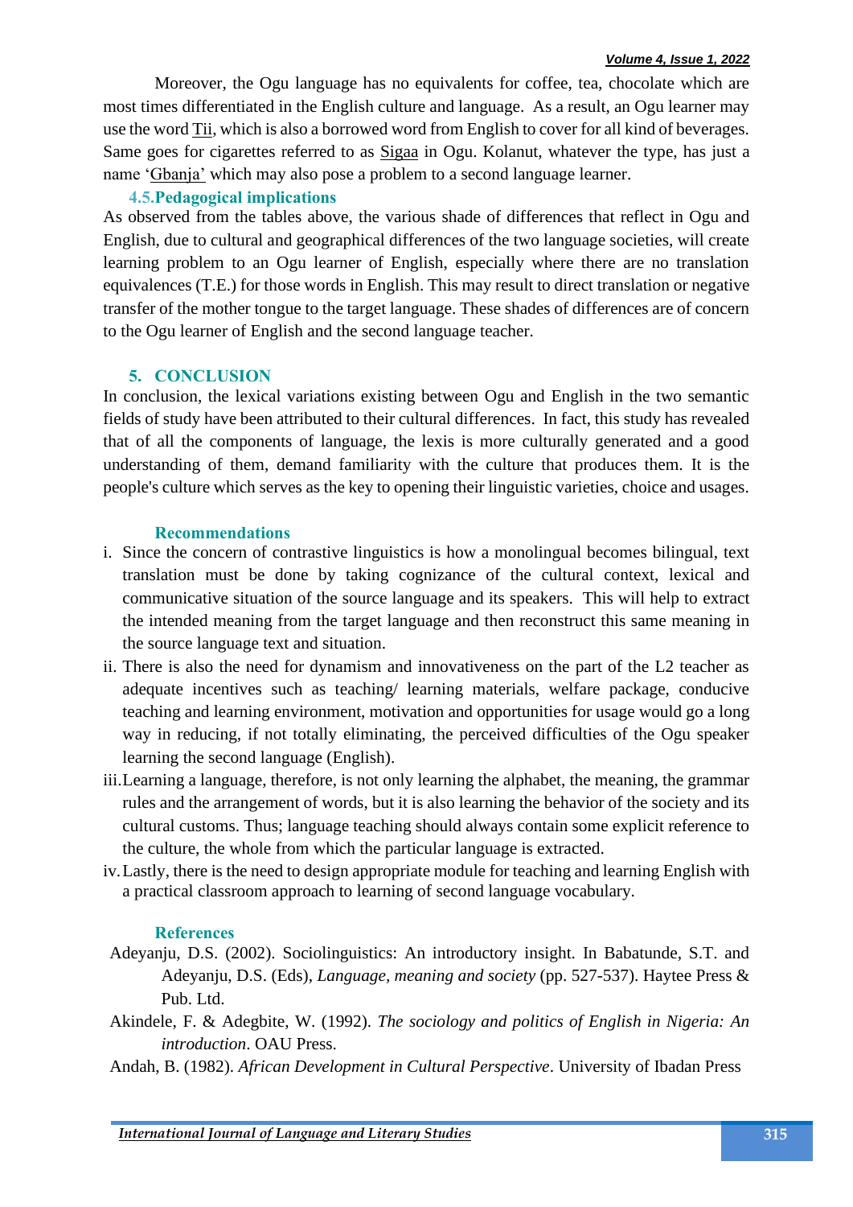Moreover, the Ogu language has no equivalents for coffee, tea, chocolate which are most times differentiated in the English culture and language. As a result, an Ogu learner may use the word Tii, which is also a borrowed word from English to cover for all kind of beverages. Same goes for cigarettes referred to as Sigaa in Ogu. Kolanut, whatever the type, has just a name 'Gbanja' which may also pose a problem to a second language learner.

### 4.5. Pedagogical implications

As observed from the tables above, the various shade of differences that reflect in Ogu and English, due to cultural and geographical differences of the two language societies, will create learning problem to an Ogu learner of English, especially where there are no translation equivalences (T.E.) for those words in English. This may result to direct translation or negative transfer of the mother tongue to the target language. These shades of differences are of concern to the Ogu learner of English and the second language teacher.

## 5. CONCLUSION

In conclusion, the lexical variations existing between Ogu and English in the two semantic fields of study have been attributed to their cultural differences. In fact, this study has revealed that of all the components of language, the lexis is more culturally generated and a good understanding of them, demand familiarity with the culture that produces them. It is the people's culture which serves as the key to opening their linguistic varieties, choice and usages.

### Recommendations

i. Since the concern of contrastive linguistics is how a monolingual becomes bilingual, text translation must be done by taking cognizance of the cultural context, lexical and communicative situation of the source language and its speakers. This will help to extract the intended meaning from the target language and then reconstruct this same meaning in the source language text and situation.
ii. There is also the need for dynamism and innovativeness on the part of the L2 teacher as adequate incentives such as teaching/ learning materials, welfare package, conducive teaching and learning environment, motivation and opportunities for usage would go a long way in reducing, if not totally eliminating, the perceived difficulties of the Ogu speaker learning the second language (English).
iii. Learning a language, therefore, is not only learning the alphabet, the meaning, the grammar rules and the arrangement of words, but it is also learning the behavior of the society and its cultural customs. Thus; language teaching should always contain some explicit reference to the culture, the whole from which the particular language is extracted.
iv. Lastly, there is the need to design appropriate module for teaching and learning English with a practical classroom approach to learning of second language vocabulary.

### References

Adeyanju, D.S. (2002). Sociolinguistics: An introductory insight. In Babatunde, S.T. and Adeyanju, D.S. (Eds), *Language, meaning and society* (pp. 527-537). Haytee Press & Pub. Ltd.

Akindele, F. & Adegbite, W. (1992). *The sociology and politics of English in Nigeria: An introduction*. OAU Press.

Andah, B. (1982). *African Development in Cultural Perspective*. University of Ibadan Press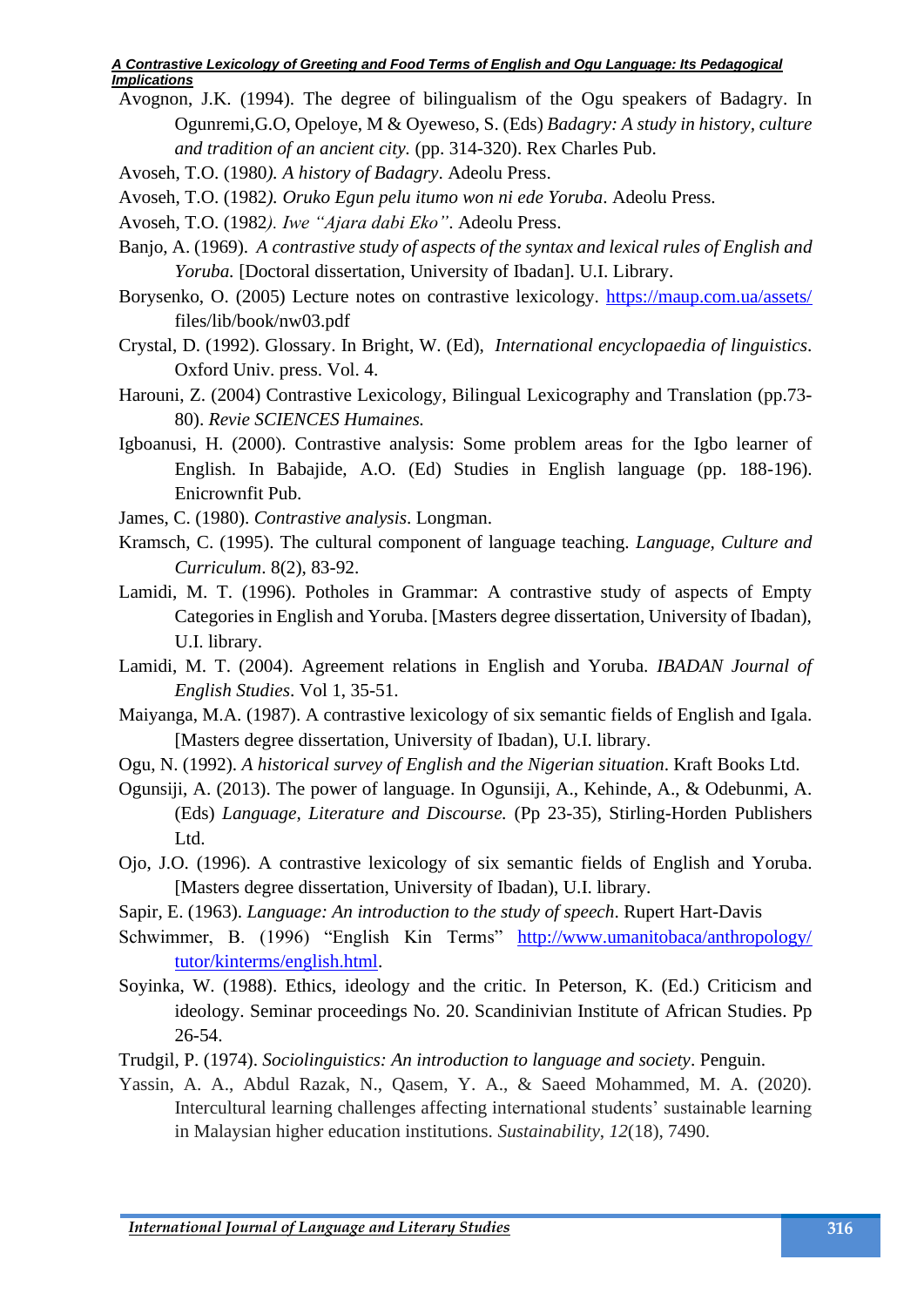Avognon, J.K. (1994). The degree of bilingualism of the Ogu speakers of Badagry. In Ogunremi,G.O, Opeloye, M & Oyeweso, S. (Eds) *Badagry: A study in history, culture and tradition of an ancient city.* (pp. 314-320). Rex Charles Pub.

Avoseh, T.O. (1980*). A history of Badagry*. Adeolu Press.

Avoseh, T.O. (1982*). Oruko Egun pelu itumo won ni ede Yoruba*. Adeolu Press.

Avoseh, T.O. (1982*). Iwe "Ajara dabi Eko"*. Adeolu Press.

Banjo, A. (1969). *A contrastive study of aspects of the syntax and lexical rules of English and Yoruba.* [Doctoral dissertation, University of Ibadan]. U.I. Library.

Borysenko, O. (2005) Lecture notes on contrastive lexicology. https://maup.com.ua/assets/files/lib/book/nw03.pdf

Crystal, D. (1992). Glossary. In Bright, W. (Ed), *International encyclopaedia of linguistics*. Oxford Univ. press. Vol. 4.

Harouni, Z. (2004) Contrastive Lexicology, Bilingual Lexicography and Translation (pp.73-80). *Revie SCIENCES Humaines.*

Igboanusi, H. (2000). Contrastive analysis: Some problem areas for the Igbo learner of English. In Babajide, A.O. (Ed) Studies in English language (pp. 188-196). Enicrownfit Pub.

James, C. (1980). *Contrastive analysis*. Longman.

Kramsch, C. (1995). The cultural component of language teaching. *Language, Culture and Curriculum*. 8(2), 83-92.

Lamidi, M. T. (1996). Potholes in Grammar: A contrastive study of aspects of Empty Categories in English and Yoruba. [Masters degree dissertation, University of Ibadan), U.I. library.

Lamidi, M. T. (2004). Agreement relations in English and Yoruba. *IBADAN Journal of English Studies*. Vol 1, 35-51.

Maiyanga, M.A. (1987). A contrastive lexicology of six semantic fields of English and Igala. [Masters degree dissertation, University of Ibadan), U.I. library.

Ogu, N. (1992). *A historical survey of English and the Nigerian situation*. Kraft Books Ltd.

Ogunsiji, A. (2013). The power of language. In Ogunsiji, A., Kehinde, A., & Odebunmi, A. (Eds) *Language, Literature and Discourse.* (Pp 23-35), Stirling-Horden Publishers Ltd.

Ojo, J.O. (1996). A contrastive lexicology of six semantic fields of English and Yoruba. [Masters degree dissertation, University of Ibadan), U.I. library.

Sapir, E. (1963). *Language: An introduction to the study of speech*. Rupert Hart-Davis

Schwimmer, B. (1996) "English Kin Terms" http://www.umanitobaca/anthropology/tutor/kinterms/english.html.

Soyinka, W. (1988). Ethics, ideology and the critic. In Peterson, K. (Ed.) Criticism and ideology. Seminar proceedings No. 20. Scandinivian Institute of African Studies. Pp 26-54.

Trudgil, P. (1974). *Sociolinguistics: An introduction to language and society*. Penguin.

Yassin, A. A., Abdul Razak, N., Qasem, Y. A., & Saeed Mohammed, M. A. (2020). Intercultural learning challenges affecting international students' sustainable learning in Malaysian higher education institutions. *Sustainability*, *12*(18), 7490.